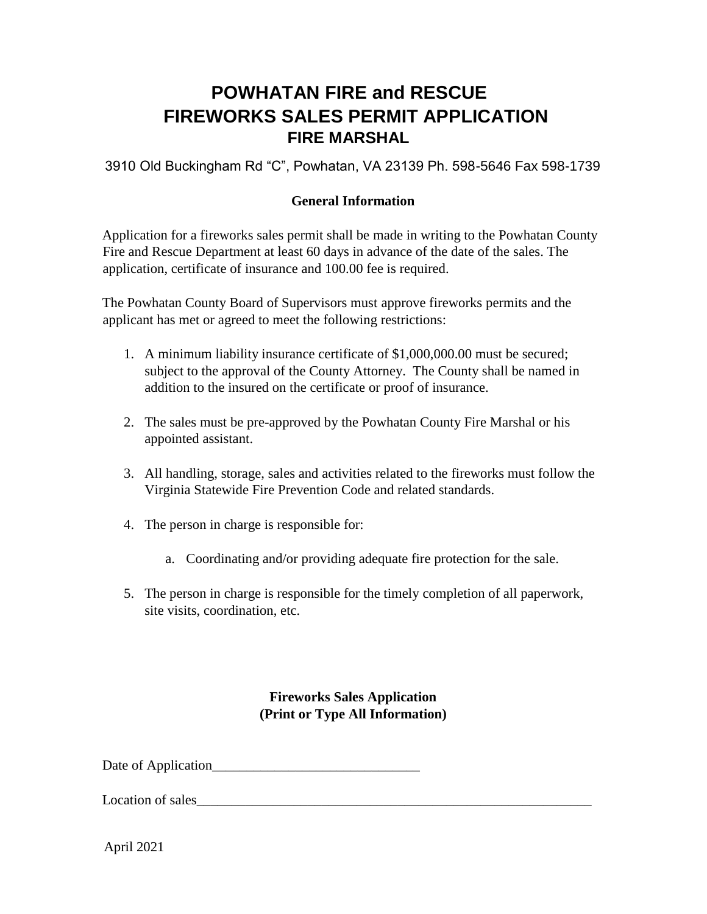# POWHATAN FIRE and RESCUE
# FIREWORKS SALES PERMIT APPLICATION
## FIRE MARSHAL

3910 Old Buckingham Rd "C", Powhatan, VA 23139 Ph. 598-5646 Fax 598-1739

### General Information

Application for a fireworks sales permit shall be made in writing to the Powhatan County Fire and Rescue Department at least 60 days in advance of the date of the sales. The application, certificate of insurance and 100.00 fee is required.

The Powhatan County Board of Supervisors must approve fireworks permits and the applicant has met or agreed to meet the following restrictions:

1. A minimum liability insurance certificate of $1,000,000.00 must be secured; subject to the approval of the County Attorney. The County shall be named in addition to the insured on the certificate or proof of insurance.

2. The sales must be pre-approved by the Powhatan County Fire Marshal or his appointed assistant.

3. All handling, storage, sales and activities related to the fireworks must follow the Virginia Statewide Fire Prevention Code and related standards.

4. The person in charge is responsible for:

   a. Coordinating and/or providing adequate fire protection for the sale.

5. The person in charge is responsible for the timely completion of all paperwork, site visits, coordination, etc.

### Fireworks Sales Application
### (Print or Type All Information)

Date of Application______________________________

Location of sales___________________________________________________________

April 2021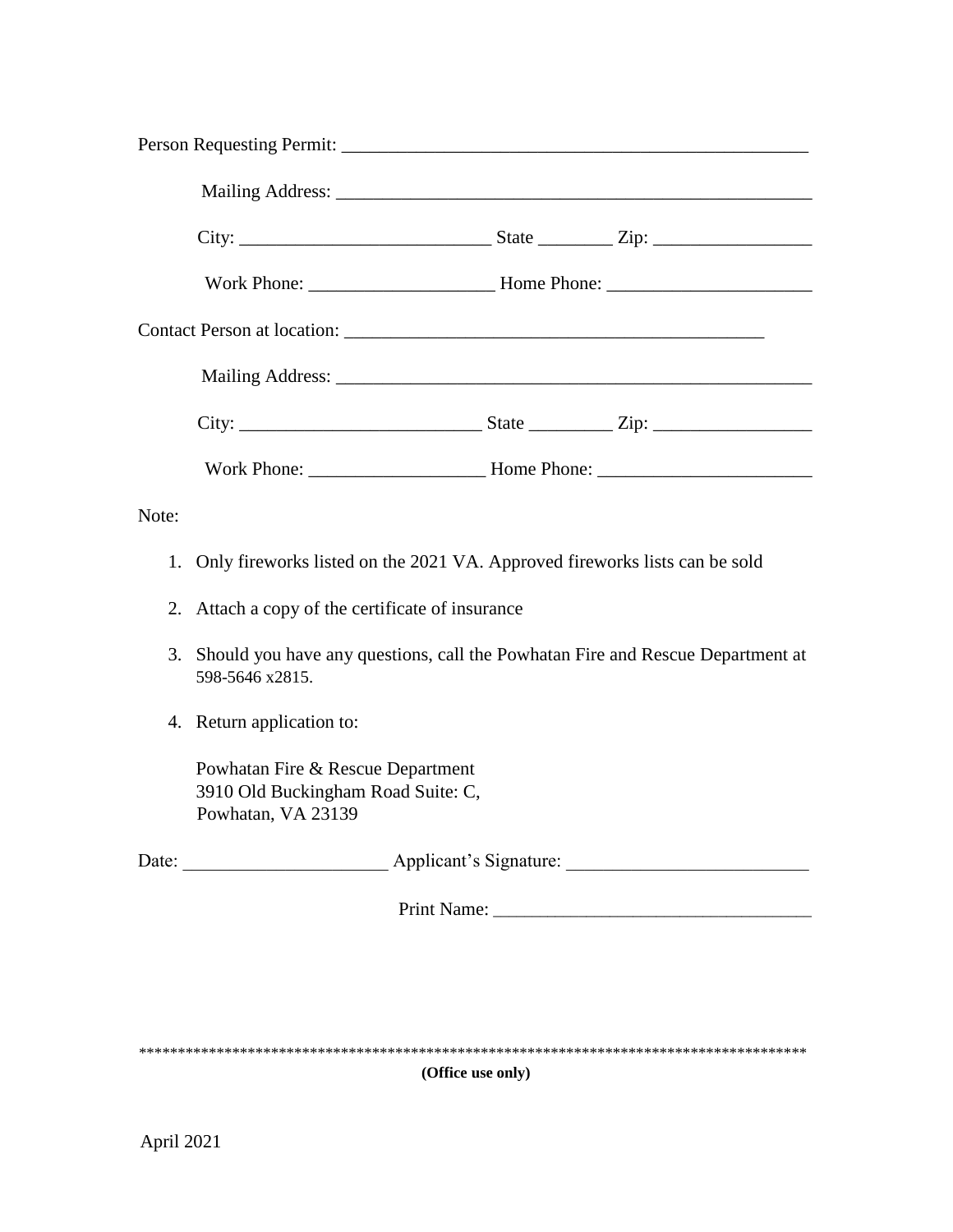Person Requesting Permit: ___________________________________________________

Mailing Address: ____________________________________________________

City: __________________________ State ________ Zip: ________________

Work Phone: ___________________ Home Phone: _____________________

Contact Person at location: _____________________________________________

Mailing Address: ____________________________________________________

City: _________________________ State _________ Zip: ________________

Work Phone: __________________ Home Phone: ______________________

Note:

1. Only fireworks listed on the 2021 VA. Approved fireworks lists can be sold
2. Attach a copy of the certificate of insurance
3. Should you have any questions, call the Powhatan Fire and Rescue Department at 598-5646 x2815.
4. Return application to:

   Powhatan Fire & Rescue Department
   3910 Old Buckingham Road Suite: C,
   Powhatan, VA 23139

Date: _____________________ Applicant's Signature: _________________________

Print Name: _________________________________

**************************************************************************************

**(Office use only)**

April 2021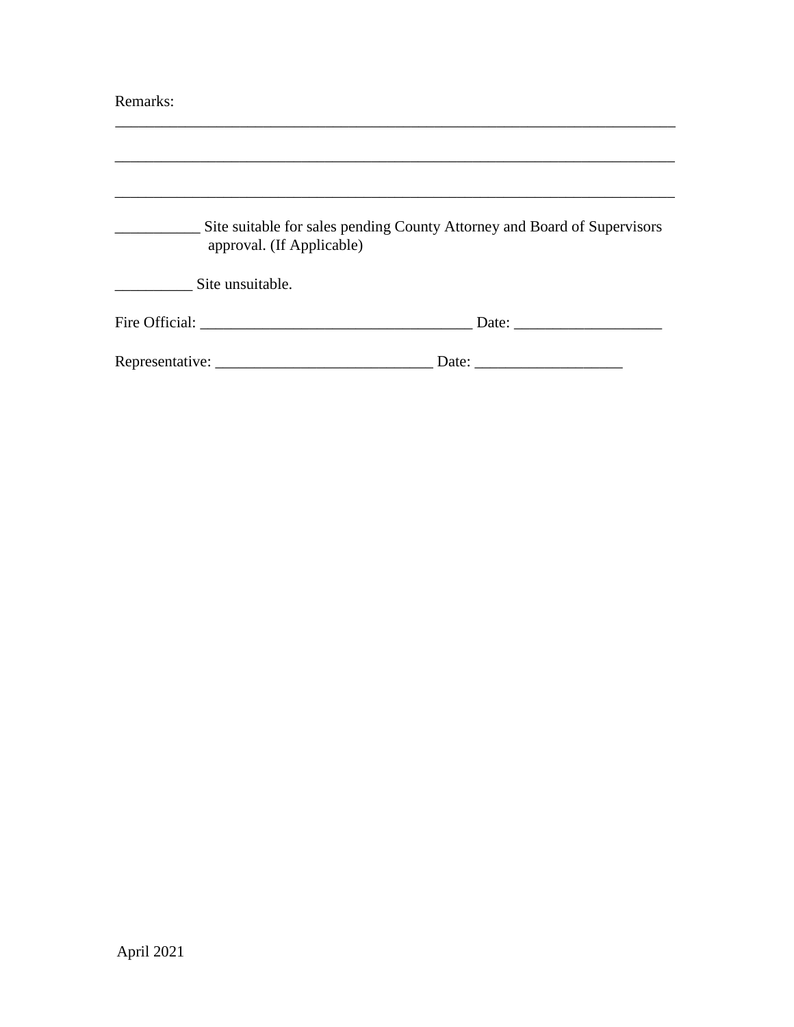Remarks:

_____________________________________________________________________________

_____________________________________________________________________________

_____________________________________________________________________________

___________ Site suitable for sales pending County Attorney and Board of Supervisors approval. (If Applicable)

__________ Site unsuitable.

Fire Official: ____________________________________ Date: ___________________

Representative: _____________________________ Date: ___________________

April 2021